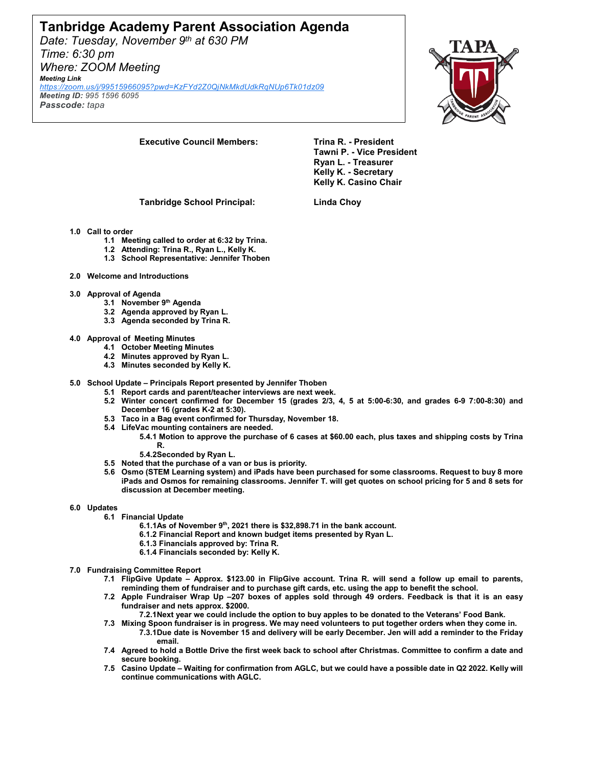# Tanbridge Academy Parent Association Agenda

*Date: Tuesday, November 9th at 630 PM*
*Time: 6:30 pm*
*Where: ZOOM Meeting*

***Meeting Link***
*https://zoom.us/j/99515966095?pwd=KzFYd2Z0QjNkMkdUdkRqNUp6Tk01dz09*
***Meeting ID:*** *995 1596 6095*
***Passcode:*** *tapa*

**Executive Council Members:**

**Trina R. - President**
**Tawni P. - Vice President**
**Ryan L. - Treasurer**
**Kelly K. - Secretary**
**Kelly K. Casino Chair**

**Tanbridge School Principal:** **Linda Choy**

**1.0 Call to order**
- **1.1 Meeting called to order at 6:32 by Trina.**
- **1.2 Attending: Trina R., Ryan L., Kelly K.**
- **1.3 School Representative: Jennifer Thoben**

**2.0 Welcome and Introductions**

**3.0 Approval of Agenda**
- **3.1 November 9th Agenda**
- **3.2 Agenda approved by Ryan L.**
- **3.3 Agenda seconded by Trina R.**

**4.0 Approval of Meeting Minutes**
- **4.1 October Meeting Minutes**
- **4.2 Minutes approved by Ryan L.**
- **4.3 Minutes seconded by Kelly K.**

**5.0 School Update – Principals Report presented by Jennifer Thoben**
- **5.1 Report cards and parent/teacher interviews are next week.**
- **5.2 Winter concert confirmed for December 15 (grades 2/3, 4, 5 at 5:00-6:30, and grades 6-9 7:00-8:30) and December 16 (grades K-2 at 5:30).**
- **5.3 Taco in a Bag event confirmed for Thursday, November 18.**
- **5.4 LifeVac mounting containers are needed.**
  - **5.4.1 Motion to approve the purchase of 6 cases at $60.00 each, plus taxes and shipping costs by Trina R.**
  - **5.4.2Seconded by Ryan L.**
- **5.5 Noted that the purchase of a van or bus is priority.**
- **5.6 Osmo (STEM Learning system) and iPads have been purchased for some classrooms. Request to buy 8 more iPads and Osmos for remaining classrooms. Jennifer T. will get quotes on school pricing for 5 and 8 sets for discussion at December meeting.**

**6.0 Updates**
- **6.1 Financial Update**
  - **6.1.1As of November 9th, 2021 there is $32,898.71 in the bank account.**
  - **6.1.2 Financial Report and known budget items presented by Ryan L.**
  - **6.1.3 Financials approved by: Trina R.**
  - **6.1.4 Financials seconded by: Kelly K.**

**7.0 Fundraising Committee Report**
- **7.1 FlipGive Update – Approx. $123.00 in FlipGive account. Trina R. will send a follow up email to parents, reminding them of fundraiser and to purchase gift cards, etc. using the app to benefit the school.**
- **7.2 Apple Fundraiser Wrap Up –207 boxes of apples sold through 49 orders. Feedback is that it is an easy fundraiser and nets approx. $2000.**
  - **7.2.1Next year we could include the option to buy apples to be donated to the Veterans' Food Bank.**
- **7.3 Mixing Spoon fundraiser is in progress. We may need volunteers to put together orders when they come in.**
  - **7.3.1Due date is November 15 and delivery will be early December. Jen will add a reminder to the Friday email.**
- **7.4 Agreed to hold a Bottle Drive the first week back to school after Christmas. Committee to confirm a date and secure booking.**
- **7.5 Casino Update – Waiting for confirmation from AGLC, but we could have a possible date in Q2 2022. Kelly will continue communications with AGLC.**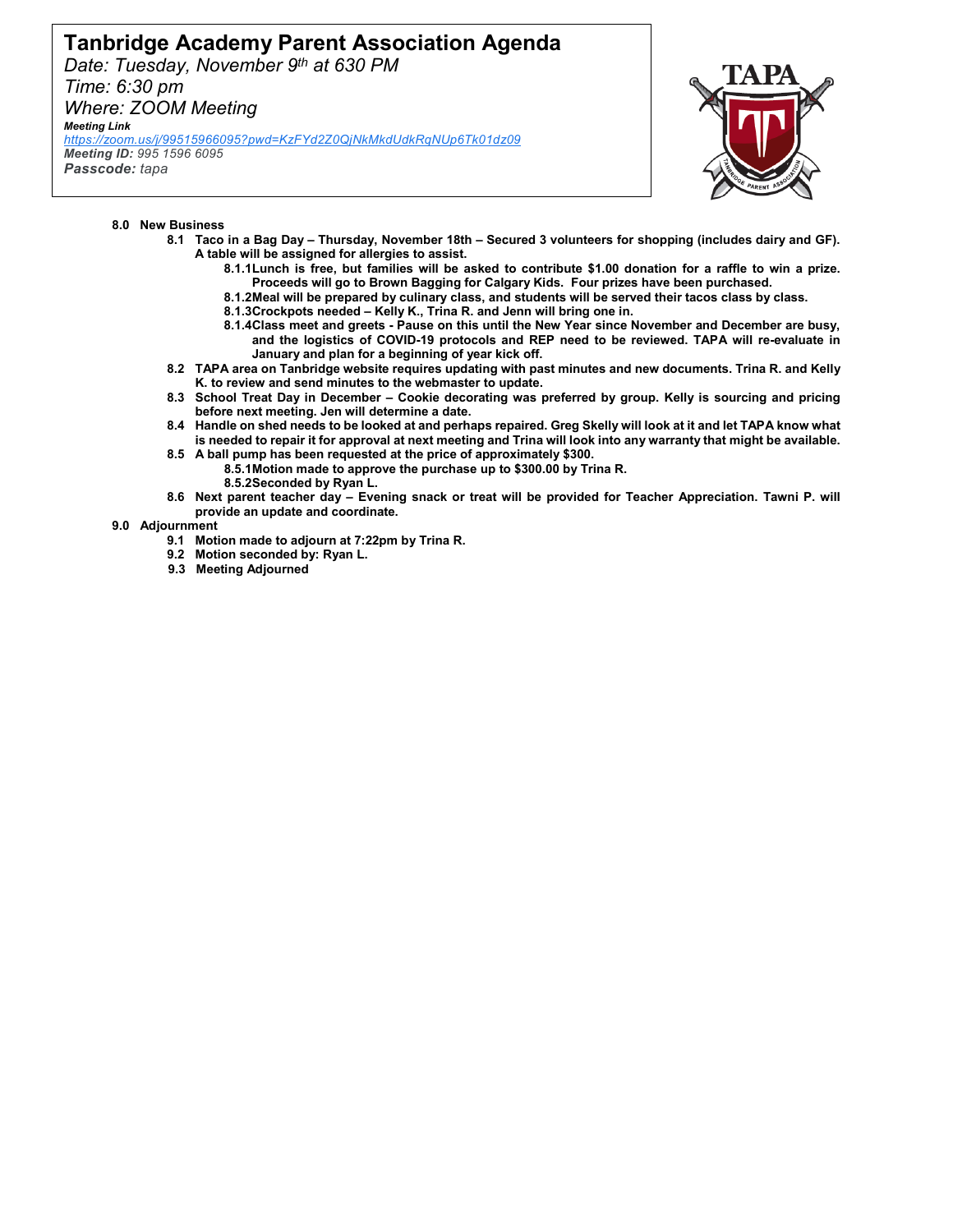# Tanbridge Academy Parent Association Agenda

*Date: Tuesday, November 9th at 630 PM*

*Time: 6:30 pm*

*Where: ZOOM Meeting*

***Meeting Link***

*https://zoom.us/j/99515966095?pwd=KzFYd2Z0QjNkMkdUdkRqNUp6Tk01dz09*

***Meeting ID:*** *995 1596 6095*

***Passcode:*** *tapa*

**8.0 New Business**

- **8.1 Taco in a Bag Day – Thursday, November 18th – Secured 3 volunteers for shopping (includes dairy and GF). A table will be assigned for allergies to assist.**
  - **8.1.1 Lunch is free, but families will be asked to contribute $1.00 donation for a raffle to win a prize. Proceeds will go to Brown Bagging for Calgary Kids. Four prizes have been purchased.**
  - **8.1.2 Meal will be prepared by culinary class, and students will be served their tacos class by class.**
  - **8.1.3 Crockpots needed – Kelly K., Trina R. and Jenn will bring one in.**
  - **8.1.4 Class meet and greets - Pause on this until the New Year since November and December are busy, and the logistics of COVID-19 protocols and REP need to be reviewed. TAPA will re-evaluate in January and plan for a beginning of year kick off.**
- **8.2 TAPA area on Tanbridge website requires updating with past minutes and new documents. Trina R. and Kelly K. to review and send minutes to the webmaster to update.**
- **8.3 School Treat Day in December – Cookie decorating was preferred by group. Kelly is sourcing and pricing before next meeting. Jen will determine a date.**
- **8.4 Handle on shed needs to be looked at and perhaps repaired. Greg Skelly will look at it and let TAPA know what is needed to repair it for approval at next meeting and Trina will look into any warranty that might be available.**
- **8.5 A ball pump has been requested at the price of approximately $300.**
  - **8.5.1 Motion made to approve the purchase up to $300.00 by Trina R.**
  - **8.5.2 Seconded by Ryan L.**
- **8.6 Next parent teacher day – Evening snack or treat will be provided for Teacher Appreciation. Tawni P. will provide an update and coordinate.**

**9.0 Adjournment**

- **9.1 Motion made to adjourn at 7:22pm by Trina R.**
- **9.2 Motion seconded by: Ryan L.**
- **9.3 Meeting Adjourned**